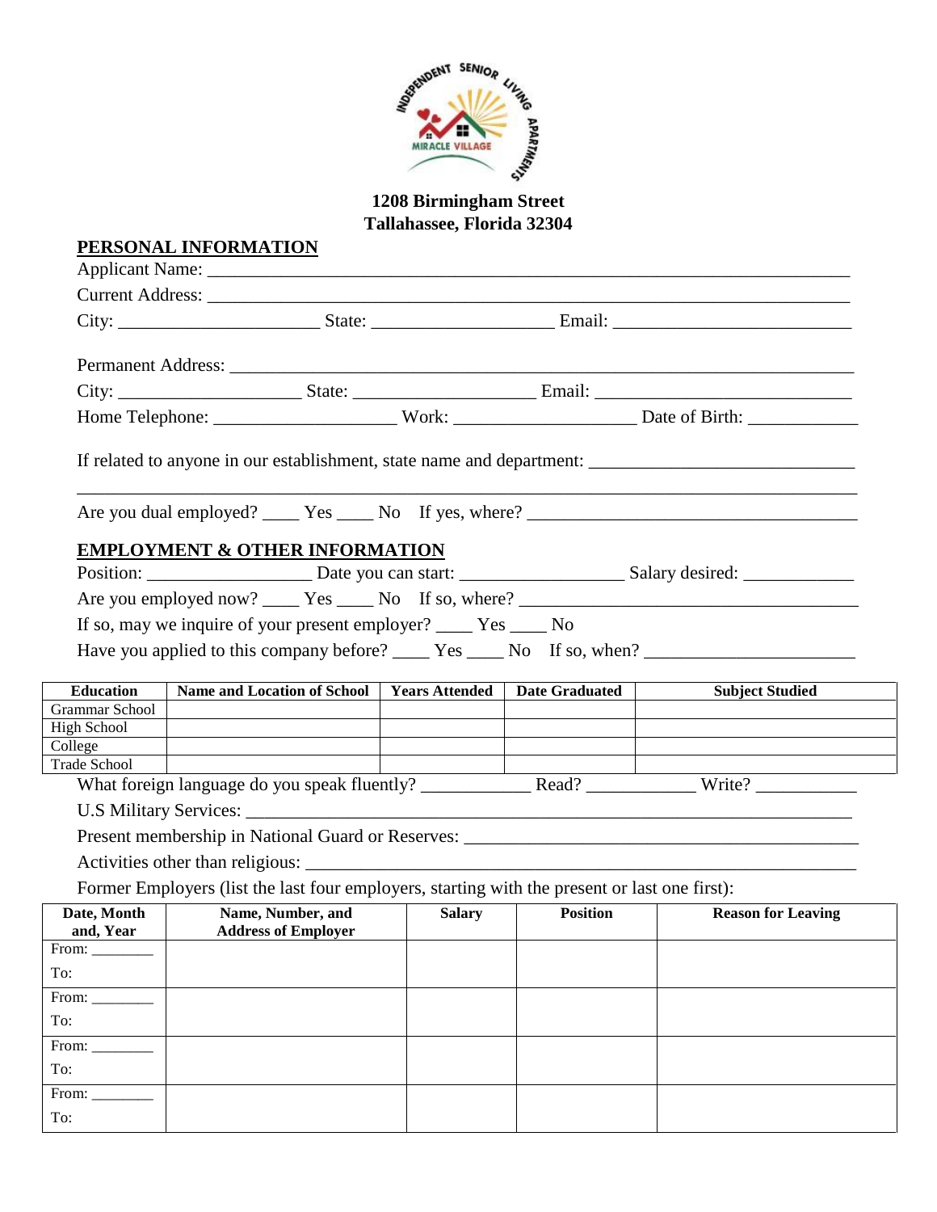INDEPENDENT SENIOR LIVING APARTMENTS

MIRACLE VILLAGE

**1208 Birmingham Street**
**Tallahassee, Florida 32304**

## PERSONAL INFORMATION

Applicant Name: ______________________________________________________________________

Current Address: ______________________________________________________________________

City: _____________________ State: ___________________ Email: _________________________

Permanent Address: ____________________________________________________________________

City: ___________________ State: ___________________ Email: ___________________________

Home Telephone: ___________________ Work: ___________________ Date of Birth: ___________

If related to anyone in our establishment, state name and department: ___________________________

______________________________________________________________________________________

Are you dual employed? ____ Yes ____ No   If yes, where? ___________________________________

## EMPLOYMENT & OTHER INFORMATION

Position: _________________ Date you can start: _________________ Salary desired: ____________

Are you employed now? ____ Yes ____ No   If so, where? ____________________________________

If so, may we inquire of your present employer? ____ Yes ____ No

Have you applied to this company before? ____ Yes ____ No   If so, when? ______________________

| Education | Name and Location of School | Years Attended | Date Graduated | Subject Studied |
|---|---|---|---|---|
| Grammar School | | | | |
| High School | | | | |
| College | | | | |
| Trade School | | | | |

What foreign language do you speak fluently? ___________ Read? ___________ Write? ___________

U.S Military Services: __________________________________________________________________

Present membership in National Guard or Reserves: ____________________________________________

Activities other than religious: ___________________________________________________________

Former Employers (list the last four employers, starting with the present or last one first):

| Date, Month and, Year | Name, Number, and Address of Employer | Salary | Position | Reason for Leaving |
|---|---|---|---|---|
| From: ________ To: | | | | |
| From: ________ To: | | | | |
| From: ________ To: | | | | |
| From: ________ To: | | | | |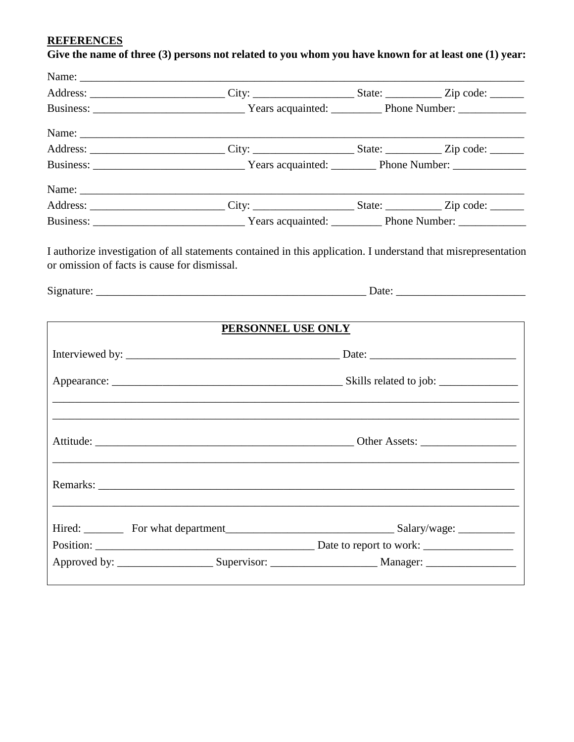**REFERENCES**

**Give the name of three (3) persons not related to you whom you have known for at least one (1) year:**

Name: ___________________________________________________________________________

Address: ________________________ City: __________________ State: __________ Zip code: ______

Business: ___________________________ Years acquainted: _________ Phone Number: ____________

Name: ___________________________________________________________________________

Address: ________________________ City: __________________ State: __________ Zip code: ______

Business: ___________________________ Years acquainted: ________ Phone Number: _____________

Name: ___________________________________________________________________________

Address: ________________________ City: __________________ State: __________ Zip code: ______

Business: ___________________________ Years acquainted: _________ Phone Number: ____________

I authorize investigation of all statements contained in this application. I understand that misrepresentation or omission of facts is cause for dismissal.

Signature: __________________________________________________ Date: _______________________

**PERSONNEL USE ONLY**

Interviewed by: ______________________________________ Date: __________________________

Appearance: __________________________________________ Skills related to job: ______________

_____________________________________________________________________________________

_____________________________________________________________________________________

Attitude: _______________________________________________ Other Assets: _________________

_____________________________________________________________________________________

Remarks: ____________________________________________________________________________

_____________________________________________________________________________________

Hired: _______ For what department_______________________________ Salary/wage: __________

Position: ________________________________________ Date to report to work: ________________

Approved by: _________________ Supervisor: ___________________ Manager: ________________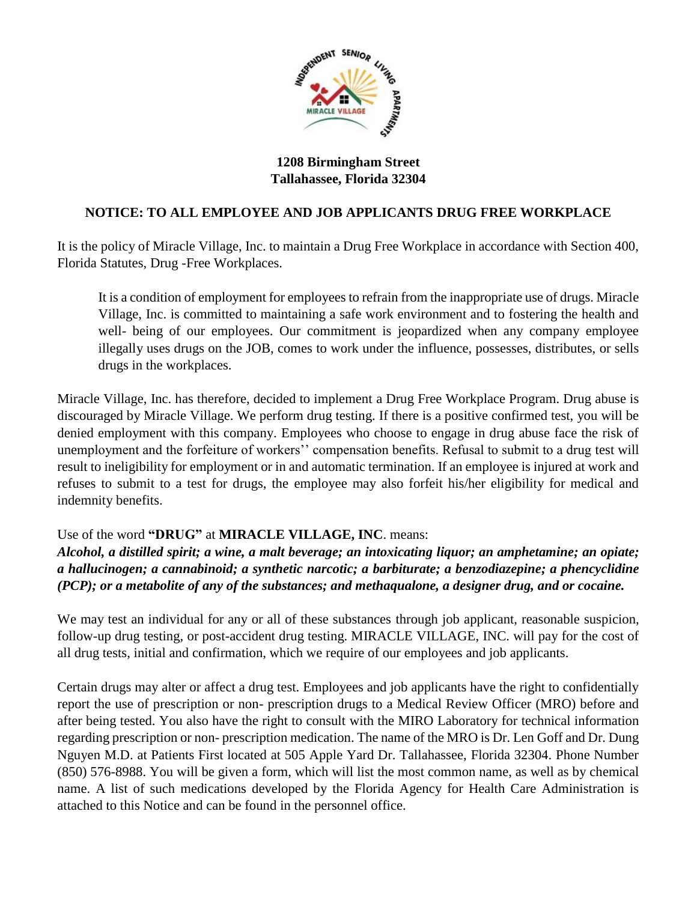**1208 Birmingham Street**
**Tallahassee, Florida 32304**

## NOTICE: TO ALL EMPLOYEE AND JOB APPLICANTS DRUG FREE WORKPLACE

It is the policy of Miracle Village, Inc. to maintain a Drug Free Workplace in accordance with Section 400, Florida Statutes, Drug -Free Workplaces.

> It is a condition of employment for employees to refrain from the inappropriate use of drugs. Miracle Village, Inc. is committed to maintaining a safe work environment and to fostering the health and well- being of our employees. Our commitment is jeopardized when any company employee illegally uses drugs on the JOB, comes to work under the influence, possesses, distributes, or sells drugs in the workplaces.

Miracle Village, Inc. has therefore, decided to implement a Drug Free Workplace Program. Drug abuse is discouraged by Miracle Village. We perform drug testing. If there is a positive confirmed test, you will be denied employment with this company. Employees who choose to engage in drug abuse face the risk of unemployment and the forfeiture of workers'' compensation benefits. Refusal to submit to a drug test will result to ineligibility for employment or in and automatic termination. If an employee is injured at work and refuses to submit to a test for drugs, the employee may also forfeit his/her eligibility for medical and indemnity benefits.

Use of the word **"DRUG"** at **MIRACLE VILLAGE, INC**. means:
***Alcohol, a distilled spirit; a wine, a malt beverage; an intoxicating liquor; an amphetamine; an opiate; a hallucinogen; a cannabinoid; a synthetic narcotic; a barbiturate; a benzodiazepine; a phencyclidine (PCP); or a metabolite of any of the substances; and methaqualone, a designer drug, and or cocaine.***

We may test an individual for any or all of these substances through job applicant, reasonable suspicion, follow-up drug testing, or post-accident drug testing. MIRACLE VILLAGE, INC. will pay for the cost of all drug tests, initial and confirmation, which we require of our employees and job applicants.

Certain drugs may alter or affect a drug test. Employees and job applicants have the right to confidentially report the use of prescription or non- prescription drugs to a Medical Review Officer (MRO) before and after being tested. You also have the right to consult with the MIRO Laboratory for technical information regarding prescription or non- prescription medication. The name of the MRO is Dr. Len Goff and Dr. Dung Nguyen M.D. at Patients First located at 505 Apple Yard Dr. Tallahassee, Florida 32304. Phone Number (850) 576-8988. You will be given a form, which will list the most common name, as well as by chemical name. A list of such medications developed by the Florida Agency for Health Care Administration is attached to this Notice and can be found in the personnel office.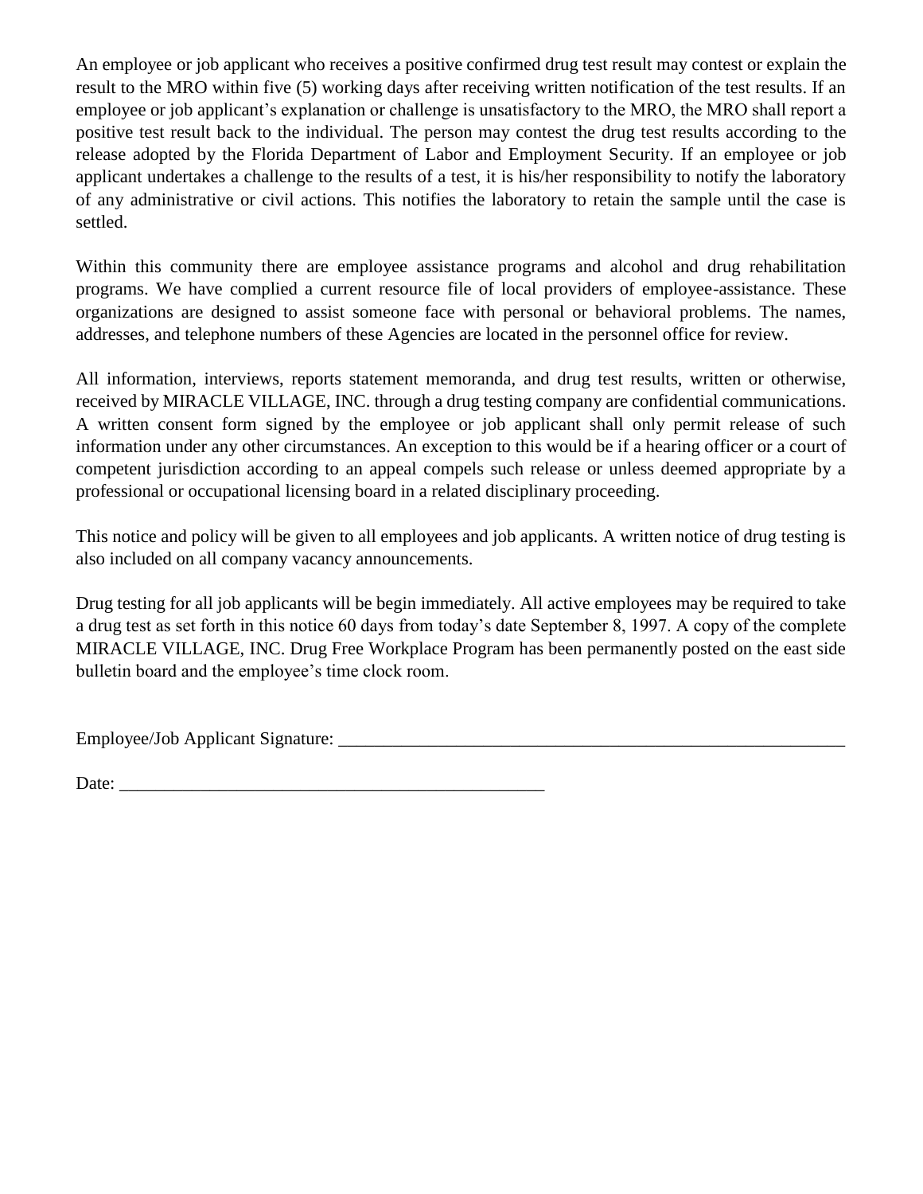An employee or job applicant who receives a positive confirmed drug test result may contest or explain the result to the MRO within five (5) working days after receiving written notification of the test results. If an employee or job applicant's explanation or challenge is unsatisfactory to the MRO, the MRO shall report a positive test result back to the individual. The person may contest the drug test results according to the release adopted by the Florida Department of Labor and Employment Security. If an employee or job applicant undertakes a challenge to the results of a test, it is his/her responsibility to notify the laboratory of any administrative or civil actions. This notifies the laboratory to retain the sample until the case is settled.

Within this community there are employee assistance programs and alcohol and drug rehabilitation programs. We have complied a current resource file of local providers of employee-assistance. These organizations are designed to assist someone face with personal or behavioral problems. The names, addresses, and telephone numbers of these Agencies are located in the personnel office for review.

All information, interviews, reports statement memoranda, and drug test results, written or otherwise, received by MIRACLE VILLAGE, INC. through a drug testing company are confidential communications. A written consent form signed by the employee or job applicant shall only permit release of such information under any other circumstances. An exception to this would be if a hearing officer or a court of competent jurisdiction according to an appeal compels such release or unless deemed appropriate by a professional or occupational licensing board in a related disciplinary proceeding.

This notice and policy will be given to all employees and job applicants. A written notice of drug testing is also included on all company vacancy announcements.

Drug testing for all job applicants will be begin immediately. All active employees may be required to take a drug test as set forth in this notice 60 days from today's date September 8, 1997. A copy of the complete MIRACLE VILLAGE, INC. Drug Free Workplace Program has been permanently posted on the east side bulletin board and the employee's time clock room.

Employee/Job Applicant Signature: ___________________________________________________________

Date: ________________________________________________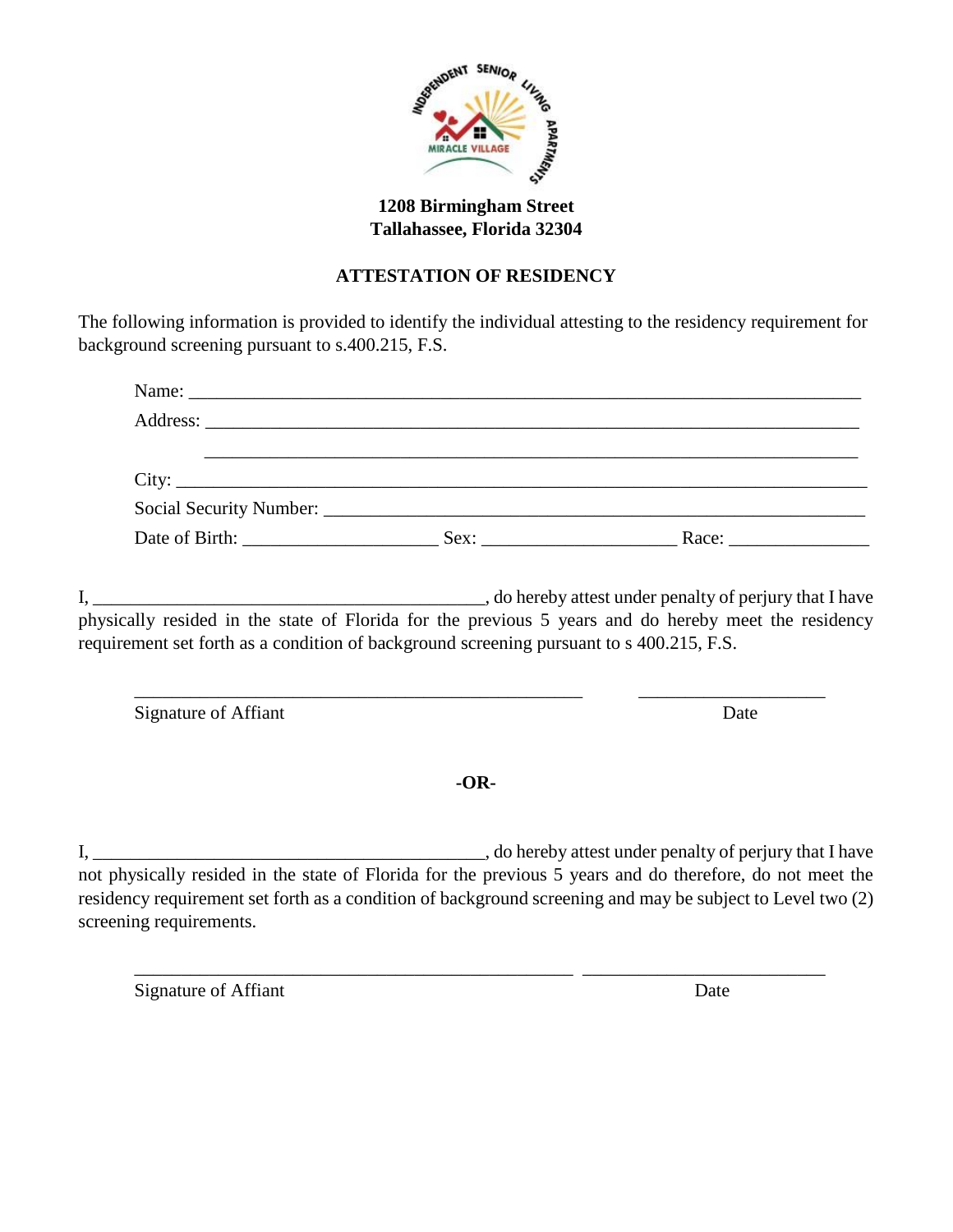**1208 Birmingham Street**
**Tallahassee, Florida 32304**

**ATTESTATION OF RESIDENCY**

The following information is provided to identify the individual attesting to the residency requirement for background screening pursuant to s.400.215, F.S.

Name: ____________________________________________________________________________

Address: __________________________________________________________________________

__________________________________________________________________________

City: ______________________________________________________________________________

Social Security Number: _____________________________________________________________

Date of Birth: _____________________ Sex: _____________________ Race: _______________

I, ____________________________________________, do hereby attest under penalty of perjury that I have physically resided in the state of Florida for the previous 5 years and do hereby meet the residency requirement set forth as a condition of background screening pursuant to s 400.215, F.S.

_________________________________________________ ____________________

Signature of Affiant Date

**-OR-**

I, ____________________________________________, do hereby attest under penalty of perjury that I have not physically resided in the state of Florida for the previous 5 years and do therefore, do not meet the residency requirement set forth as a condition of background screening and may be subject to Level two (2) screening requirements.

________________________________________________ __________________________

Signature of Affiant Date